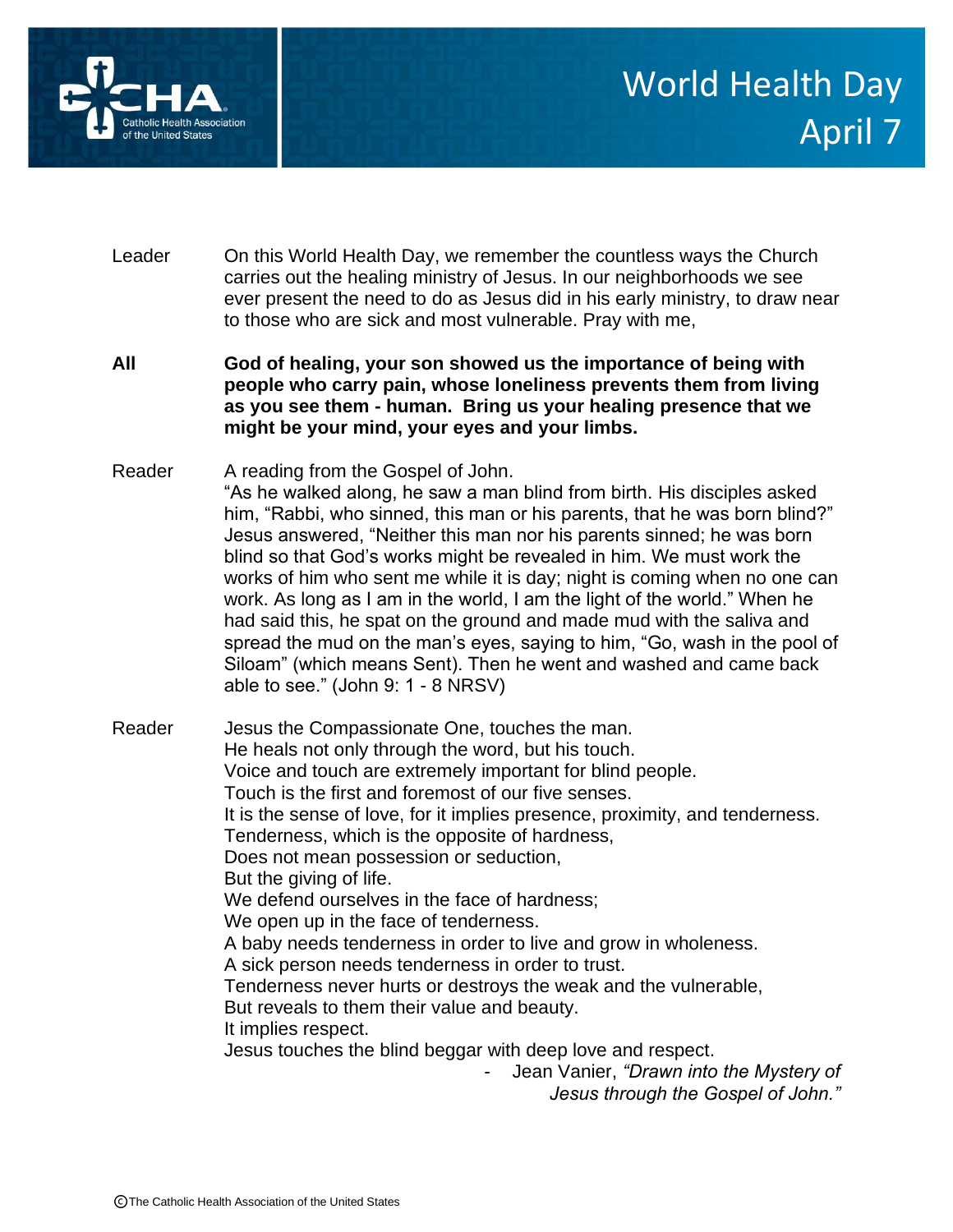# World Health Day
## April 7

Leader: On this World Health Day, we remember the countless ways the Church carries out the healing ministry of Jesus. In our neighborhoods we see ever present the need to do as Jesus did in his early ministry, to draw near to those who are sick and most vulnerable. Pray with me,

**All: God of healing, your son showed us the importance of being with people who carry pain, whose loneliness prevents them from living as you see them - human. Bring us your healing presence that we might be your mind, your eyes and your limbs.**

Reader: A reading from the Gospel of John.
"As he walked along, he saw a man blind from birth. His disciples asked him, "Rabbi, who sinned, this man or his parents, that he was born blind?" Jesus answered, "Neither this man nor his parents sinned; he was born blind so that God's works might be revealed in him. We must work the works of him who sent me while it is day; night is coming when no one can work. As long as I am in the world, I am the light of the world." When he had said this, he spat on the ground and made mud with the saliva and spread the mud on the man's eyes, saying to him, "Go, wash in the pool of Siloam" (which means Sent). Then he went and washed and came back able to see." (John 9: 1 - 8 NRSV)

Reader: Jesus the Compassionate One, touches the man.
He heals not only through the word, but his touch.
Voice and touch are extremely important for blind people.
Touch is the first and foremost of our five senses.
It is the sense of love, for it implies presence, proximity, and tenderness.
Tenderness, which is the opposite of hardness,
Does not mean possession or seduction,
But the giving of life.
We defend ourselves in the face of hardness;
We open up in the face of tenderness.
A baby needs tenderness in order to live and grow in wholeness.
A sick person needs tenderness in order to trust.
Tenderness never hurts or destroys the weak and the vulnerable,
But reveals to them their value and beauty.
It implies respect.
Jesus touches the blind beggar with deep love and respect.

- Jean Vanier, *"Drawn into the Mystery of Jesus through the Gospel of John."*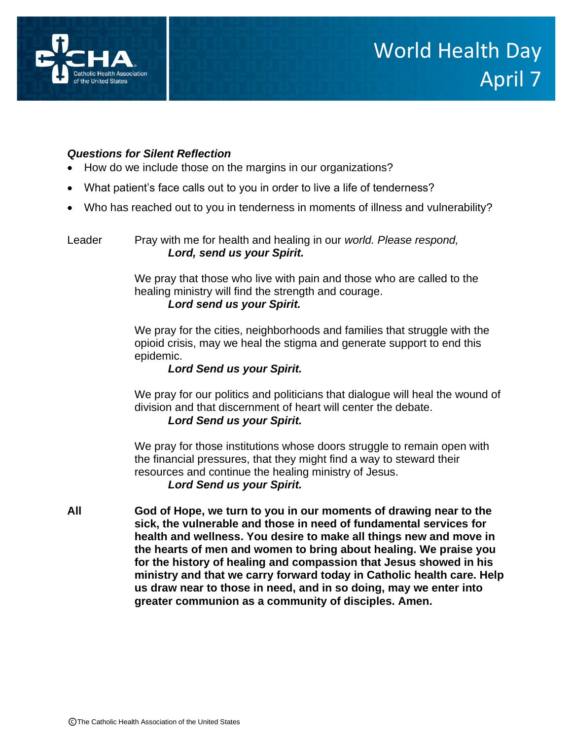World Health Day
April 7

***Questions for Silent Reflection***

- How do we include those on the margins in our organizations?
- What patient's face calls out to you in order to live a life of tenderness?
- Who has reached out to you in tenderness in moments of illness and vulnerability?

Leader Pray with me for health and healing in our *world. Please respond,*
***Lord, send us your Spirit.***

We pray that those who live with pain and those who are called to the healing ministry will find the strength and courage.
***Lord send us your Spirit.***

We pray for the cities, neighborhoods and families that struggle with the opioid crisis, may we heal the stigma and generate support to end this epidemic.
***Lord Send us your Spirit.***

We pray for our politics and politicians that dialogue will heal the wound of division and that discernment of heart will center the debate.
***Lord Send us your Spirit.***

We pray for those institutions whose doors struggle to remain open with the financial pressures, that they might find a way to steward their resources and continue the healing ministry of Jesus.
***Lord Send us your Spirit.***

**All God of Hope, we turn to you in our moments of drawing near to the sick, the vulnerable and those in need of fundamental services for health and wellness. You desire to make all things new and move in the hearts of men and women to bring about healing. We praise you for the history of healing and compassion that Jesus showed in his ministry and that we carry forward today in Catholic health care. Help us draw near to those in need, and in so doing, may we enter into greater communion as a community of disciples. Amen.**

©The Catholic Health Association of the United States